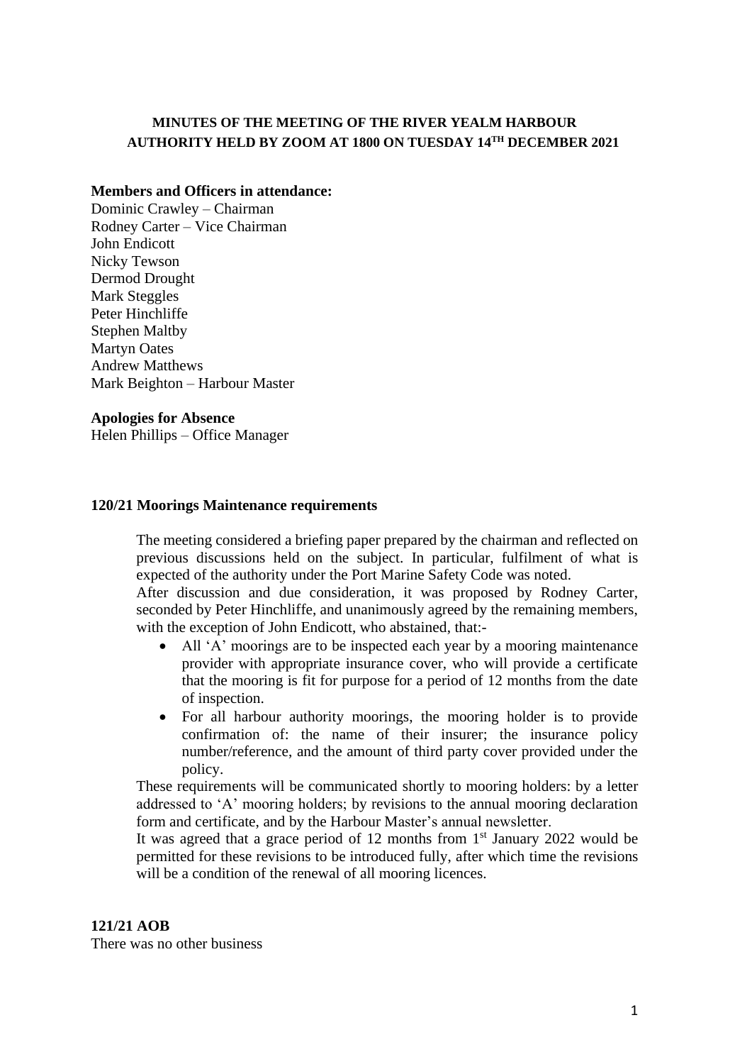# MINUTES OF THE MEETING OF THE RIVER YEALM HARBOUR AUTHORITY HELD BY ZOOM AT 1800 ON TUESDAY 14TH DECEMBER 2021

**Members and Officers in attendance:**

Dominic Crawley – Chairman
Rodney Carter – Vice Chairman
John Endicott
Nicky Tewson
Dermod Drought
Mark Steggles
Peter Hinchliffe
Stephen Maltby
Martyn Oates
Andrew Matthews
Mark Beighton – Harbour Master

**Apologies for Absence**

Helen Phillips – Office Manager

**120/21 Moorings Maintenance requirements**

The meeting considered a briefing paper prepared by the chairman and reflected on previous discussions held on the subject. In particular, fulfilment of what is expected of the authority under the Port Marine Safety Code was noted.

After discussion and due consideration, it was proposed by Rodney Carter, seconded by Peter Hinchliffe, and unanimously agreed by the remaining members, with the exception of John Endicott, who abstained, that:-

- All 'A' moorings are to be inspected each year by a mooring maintenance provider with appropriate insurance cover, who will provide a certificate that the mooring is fit for purpose for a period of 12 months from the date of inspection.
- For all harbour authority moorings, the mooring holder is to provide confirmation of: the name of their insurer; the insurance policy number/reference, and the amount of third party cover provided under the policy.

These requirements will be communicated shortly to mooring holders: by a letter addressed to 'A' mooring holders; by revisions to the annual mooring declaration form and certificate, and by the Harbour Master's annual newsletter.

It was agreed that a grace period of 12 months from 1st January 2022 would be permitted for these revisions to be introduced fully, after which time the revisions will be a condition of the renewal of all mooring licences.

**121/21 AOB**

There was no other business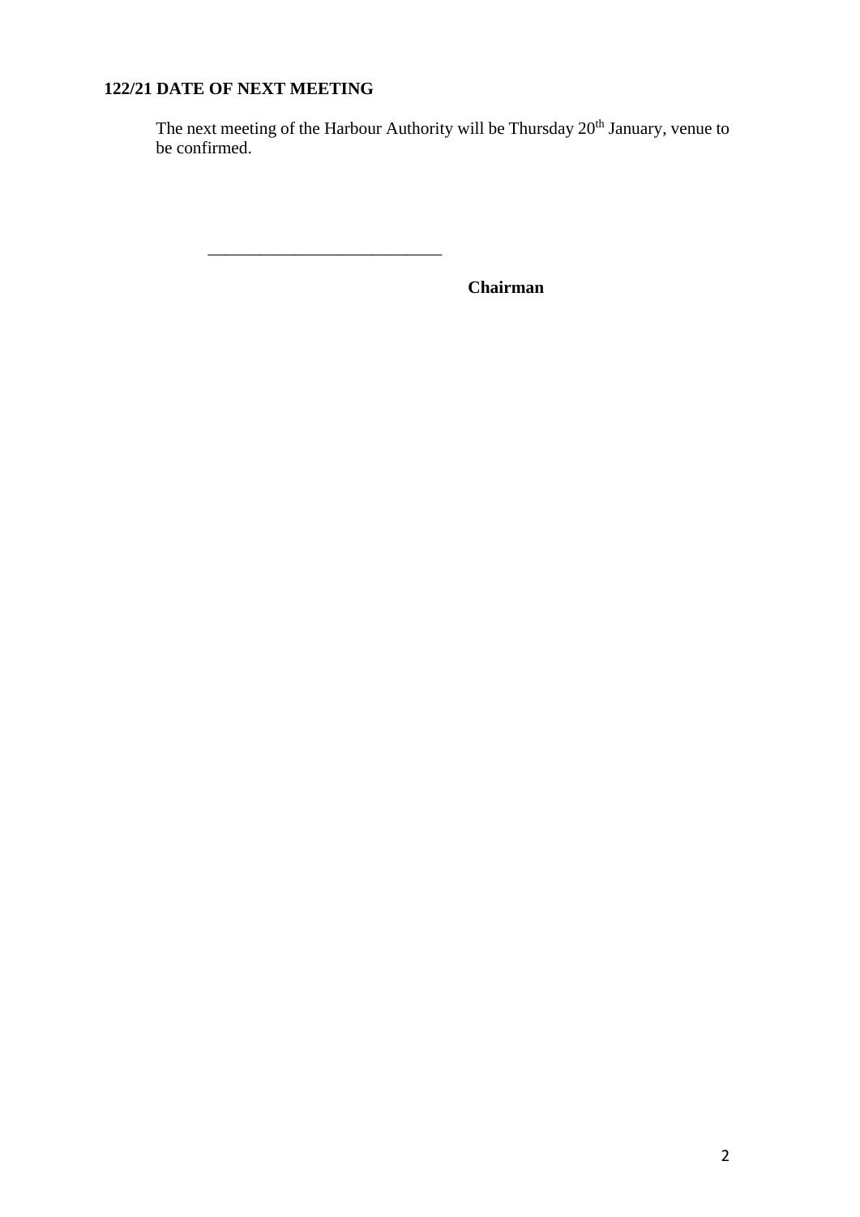**122/21 DATE OF NEXT MEETING**

The next meeting of the Harbour Authority will be Thursday 20th January, venue to be confirmed.

___________________________

**Chairman**